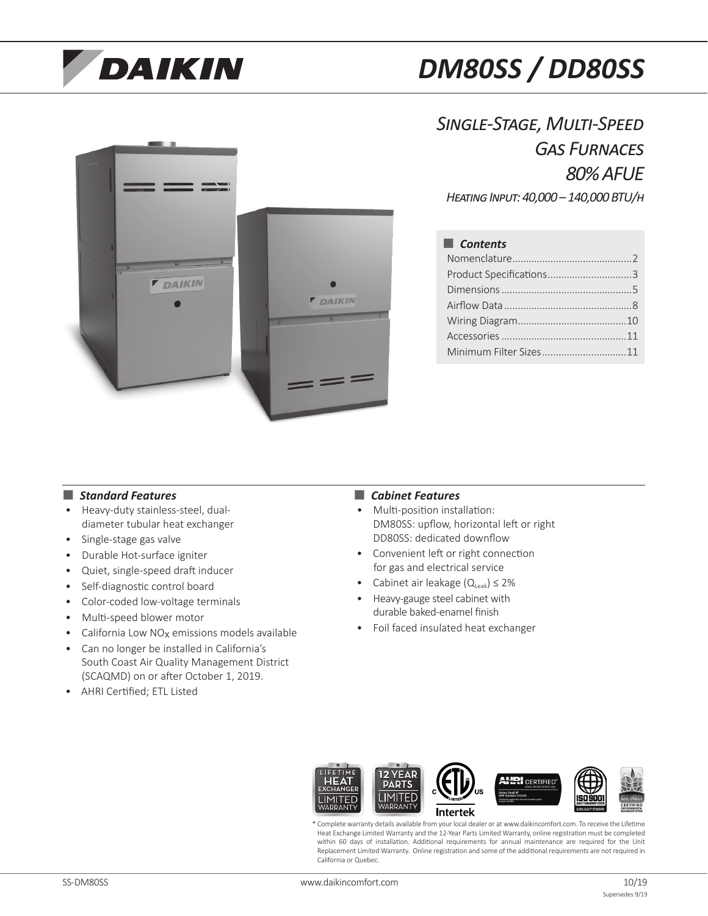# DM80SS / DD80SS

## *Single-Stage, Multi-Speed Gas Furnaces 80% AFUE*

*Heating Input: 40,000 – 140,000 BTU/h*

### Contents

- Nomenclature....2
- Product Specifications....3
- Dimensions....5
- Airflow Data....8
- Wiring Diagram....10
- Accessories....11
- Minimum Filter Sizes....11

### *Standard Features*

- Heavy-duty stainless-steel, dual-diameter tubular heat exchanger
- Single-stage gas valve
- Durable Hot-surface igniter
- Quiet, single-speed draft inducer
- Self-diagnostic control board
- Color-coded low-voltage terminals
- Multi-speed blower motor
- California Low $NO_X$ emissions models available
- Can no longer be installed in California's South Coast Air Quality Management District (SCAQMD) on or after October 1, 2019.
- AHRI Certified; ETL Listed

### *Cabinet Features*

- Multi-position installation:
  DM80SS: upflow, horizontal left or right
  DD80SS: dedicated downflow
- Convenient left or right connection for gas and electrical service
- Cabinet air leakage ($Q_{Leak}$) ≤ 2%
- Heavy-gauge steel cabinet with durable baked-enamel finish
- Foil faced insulated heat exchanger

* Complete warranty details available from your local dealer or at www.daikincomfort.com. To receive the Lifetime Heat Exchange Limited Warranty and the 12-Year Parts Limited Warranty, online registration must be completed within 60 days of installation. Additional requirements for annual maintenance are required for the Unit Replacement Limited Warranty. Online registration and some of the additional requirements are not required in California or Quebec.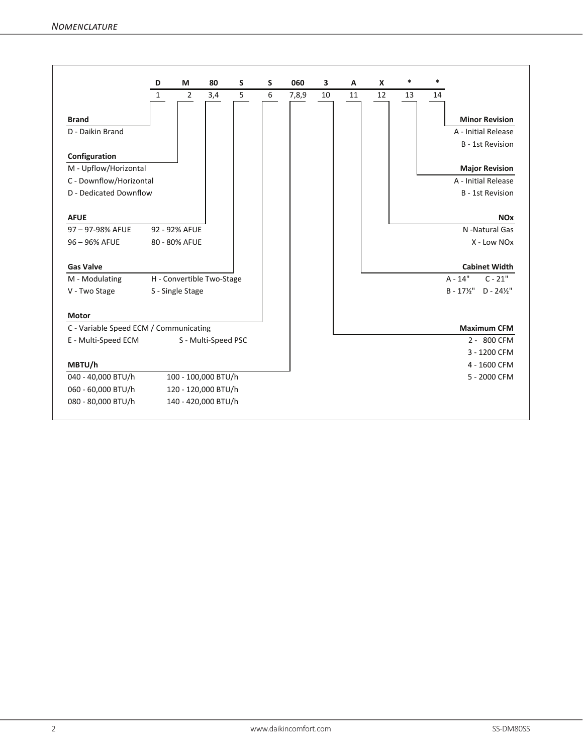## Nomenclature

| D | M | 80 | S | S | 060 | 3 | A | X | * | * |
|---|---|---|---|---|---|---|---|---|---|---|
| 1 | 2 | 3,4 | 5 | 6 | 7,8,9 | 10 | 11 | 12 | 13 | 14 |

**Brand**
- D - Daikin Brand

**Configuration**
- M - Upflow/Horizontal
- C - Downflow/Horizontal
- D - Dedicated Downflow

**AFUE**
- 97 – 97-98% AFUE
- 96 – 96% AFUE
- 92 - 92% AFUE
- 80 - 80% AFUE

**Gas Valve**
- M - Modulating
- V - Two Stage
- H - Convertible Two-Stage
- S - Single Stage

**Motor**
- C - Variable Speed ECM / Communicating
- E - Multi-Speed ECM
- S - Multi-Speed PSC

**MBTU/h**
- 040 - 40,000 BTU/h
- 060 - 60,000 BTU/h
- 080 - 80,000 BTU/h
- 100 - 100,000 BTU/h
- 120 - 120,000 BTU/h
- 140 - 420,000 BTU/h

**Maximum CFM**
- 2 - 800 CFM
- 3 - 1200 CFM
- 4 - 1600 CFM
- 5 - 2000 CFM

**Cabinet Width**
- A - 14"
- B - 17½"
- C - 21"
- D - 24½"

**NOx**
- N -Natural Gas
- X - Low NOx

**Major Revision**
- A - Initial Release
- B - 1st Revision

**Minor Revision**
- A - Initial Release
- B - 1st Revision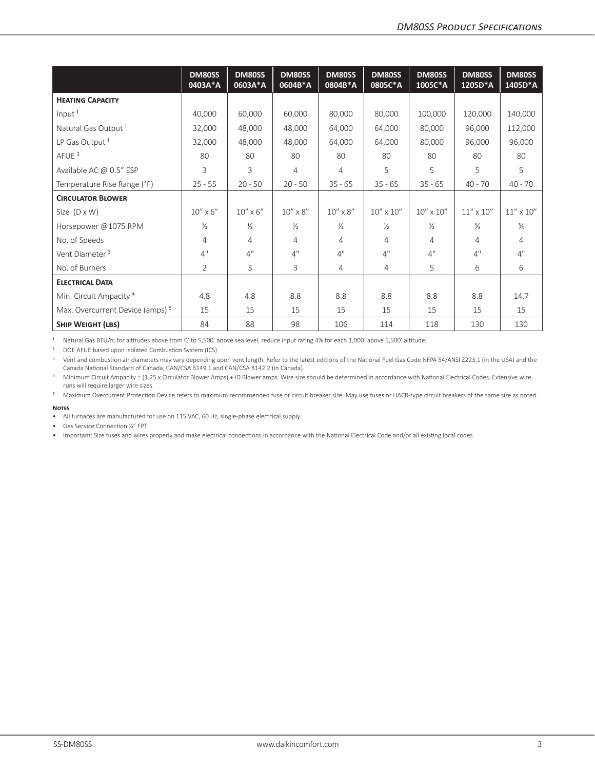| | DM80SS 0403A*A | DM80SS 0603A*A | DM80SS 0604B*A | DM80SS 0804B*A | DM80SS 0805C*A | DM80SS 1005C*A | DM80SS 1205D*A | DM80SS 1405D*A |
|---|---|---|---|---|---|---|---|---|
| **Heating Capacity** | | | | | | | | |
| Input [1] | 40,000 | 60,000 | 60,000 | 80,000 | 80,000 | 100,000 | 120,000 | 140,000 |
| Natural Gas Output [1] | 32,000 | 48,000 | 48,000 | 64,000 | 64,000 | 80,000 | 96,000 | 112,000 |
| LP Gas Output [1] | 32,000 | 48,000 | 48,000 | 64,000 | 64,000 | 80,000 | 96,000 | 96,000 |
| AFUE [2] | 80 | 80 | 80 | 80 | 80 | 80 | 80 | 80 |
| Available AC @ 0.5" ESP | 3 | 3 | 4 | 4 | 5 | 5 | 5 | 5 |
| Temperature Rise Range (°F) | 25 - 55 | 20 - 50 | 20 - 50 | 35 - 65 | 35 - 65 | 35 - 65 | 40 - 70 | 40 - 70 |
| **Circulator Blower** | | | | | | | | |
| Size (D x W) | 10" x 6" | 10" x 6" | 10" x 8" | 10" x 8" | 10" x 10" | 10" x 10" | 11" x 10" | 11" x 10" |
| Horsepower @1075 RPM | ⅓ | ⅓ | ½ | ½ | ½ | ½ | ¾ | ¾ |
| No. of Speeds | 4 | 4 | 4 | 4 | 4 | 4 | 4 | 4 |
| Vent Diameter [3] | 4" | 4" | 4" | 4" | 4" | 4" | 4" | 4" |
| No. of Burners | 2 | 3 | 3 | 4 | 4 | 5 | 6 | 6 |
| **Electrical Data** | | | | | | | | |
| Min. Circuit Ampacity [4] | 4.8 | 4.8 | 8.8 | 8.8 | 8.8 | 8.8 | 8.8 | 14.7 |
| Max. Overcurrent Device (amps) [5] | 15 | 15 | 15 | 15 | 15 | 15 | 15 | 15 |
| **Ship Weight (lbs)** | 84 | 88 | 98 | 106 | 114 | 118 | 130 | 130 |

[1] Natural Gas BTU/h; for altitudes above from 0' to 5,500' above sea level, reduce input rating 4% for each 1,000' above 5,500' altitude.

[2] DOE AFUE based upon Isolated Combustion System (ICS)

[3] Vent and combustion air diameters may vary depending upon vent length. Refer to the latest editions of the National Fuel Gas Code NFPA 54/ANSI Z223.1 (in the USA) and the Canada National Standard of Canada, CAN/CSA B149.1 and CAN/CSA B142.2 (in Canada).

[4] Minimum Circuit Ampacity = (1.25 x Circulator Blower Amps) + ID Blower amps. Wire size should be determined in accordance with National Electrical Codes. Extensive wire runs will require larger wire sizes.

[5] Maximum Overcurrent Protection Device refers to maximum recommended fuse or circuit breaker size. May use fuses or HACR-type circuit breakers of the same size as noted.

**Notes**

- All furnaces are manufactured for use on 115 VAC, 60 Hz, single-phase electrical supply.
- Gas Service Connection ½" FPT
- Important: Size fuses and wires properly and make electrical connections in accordance with the National Electrical Code and/or all existing local codes.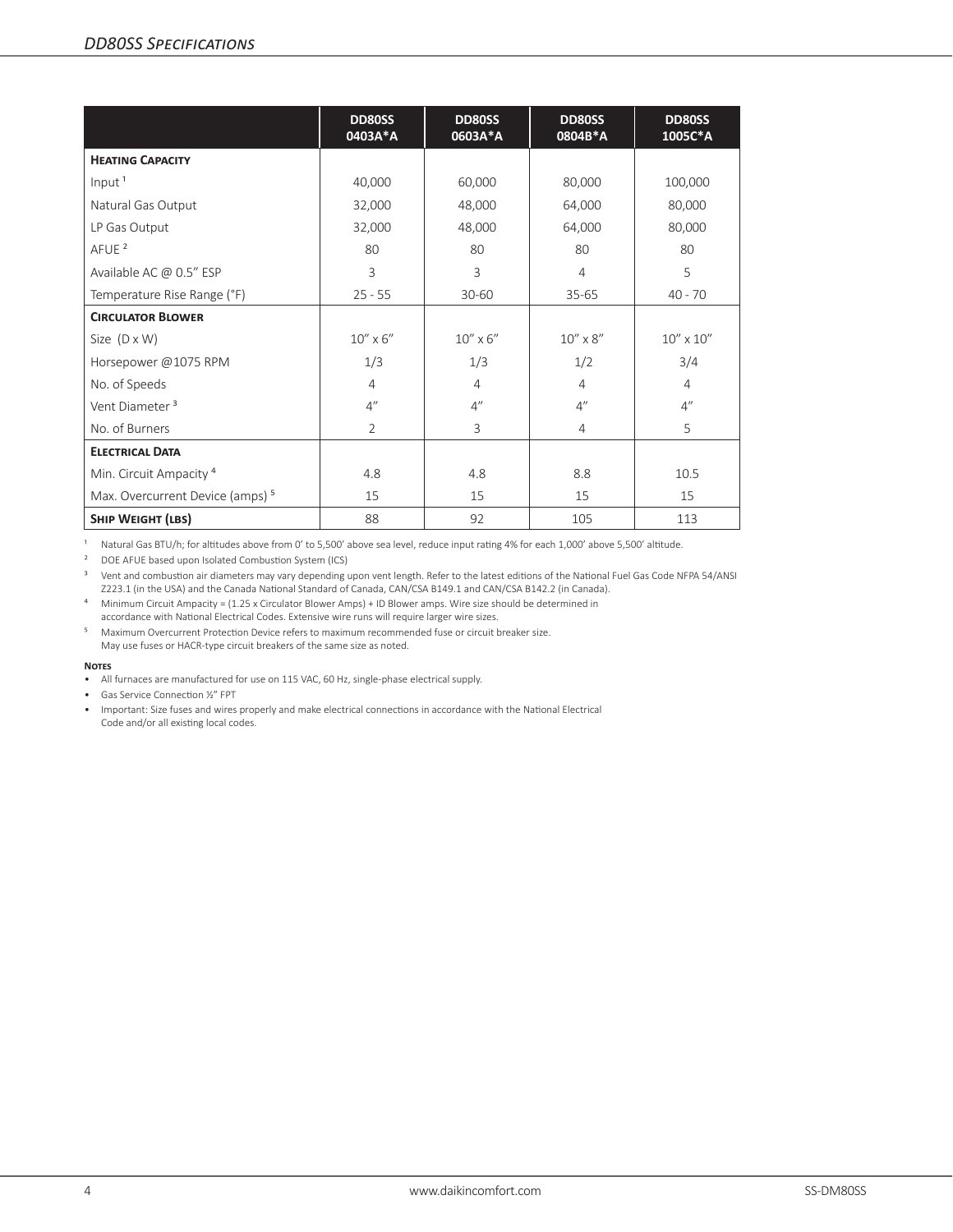## DD80SS Specifications

| | DD80SS 0403A*A | DD80SS 0603A*A | DD80SS 0804B*A | DD80SS 1005C*A |
|---|---|---|---|---|
| **Heating Capacity** | | | | |
| Input [1] | 40,000 | 60,000 | 80,000 | 100,000 |
| Natural Gas Output | 32,000 | 48,000 | 64,000 | 80,000 |
| LP Gas Output | 32,000 | 48,000 | 64,000 | 80,000 |
| AFUE [2] | 80 | 80 | 80 | 80 |
| Available AC @ 0.5" ESP | 3 | 3 | 4 | 5 |
| Temperature Rise Range (°F) | 25 - 55 | 30-60 | 35-65 | 40 - 70 |
| **Circulator Blower** | | | | |
| Size (D x W) | 10" x 6" | 10" x 6" | 10" x 8" | 10" x 10" |
| Horsepower @1075 RPM | 1/3 | 1/3 | 1/2 | 3/4 |
| No. of Speeds | 4 | 4 | 4 | 4 |
| Vent Diameter [3] | 4" | 4" | 4" | 4" |
| No. of Burners | 2 | 3 | 4 | 5 |
| **Electrical Data** | | | | |
| Min. Circuit Ampacity [4] | 4.8 | 4.8 | 8.8 | 10.5 |
| Max. Overcurrent Device (amps) [5] | 15 | 15 | 15 | 15 |
| **Ship Weight (lbs)** | 88 | 92 | 105 | 113 |

[1] Natural Gas BTU/h; for altitudes above from 0' to 5,500' above sea level, reduce input rating 4% for each 1,000' above 5,500' altitude.

[2] DOE AFUE based upon Isolated Combustion System (ICS)

[3] Vent and combustion air diameters may vary depending upon vent length. Refer to the latest editions of the National Fuel Gas Code NFPA 54/ANSI Z223.1 (in the USA) and the Canada National Standard of Canada, CAN/CSA B149.1 and CAN/CSA B142.2 (in Canada).

[4] Minimum Circuit Ampacity = (1.25 x Circulator Blower Amps) + ID Blower amps. Wire size should be determined in accordance with National Electrical Codes. Extensive wire runs will require larger wire sizes.

[5] Maximum Overcurrent Protection Device refers to maximum recommended fuse or circuit breaker size. May use fuses or HACR-type circuit breakers of the same size as noted.

**Notes**

- All furnaces are manufactured for use on 115 VAC, 60 Hz, single-phase electrical supply.
- Gas Service Connection ½" FPT
- Important: Size fuses and wires properly and make electrical connections in accordance with the National Electrical Code and/or all existing local codes.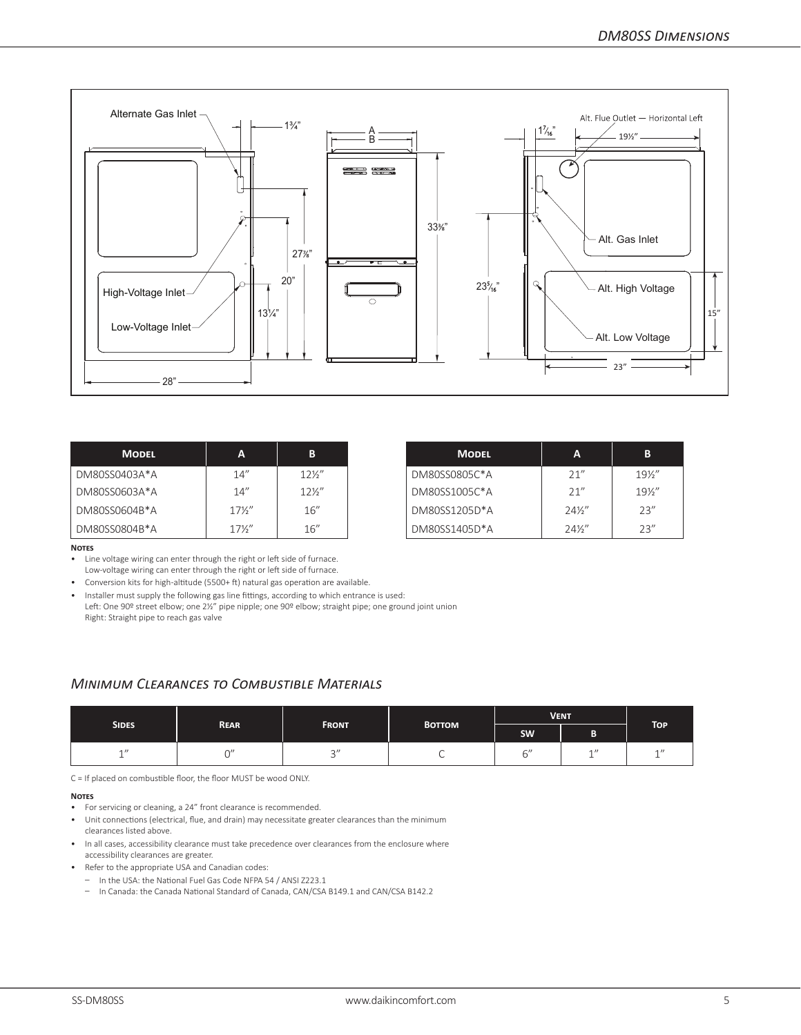## DM80SS Dimensions

Alternate Gas Inlet

1¾"

A

B

33⅜"

27⅞"

20"

13¼"

High-Voltage Inlet

Low-Voltage Inlet

28"

Alt. Flue Outlet — Horizontal Left

1⁷⁄₁₆"

19½"

Alt. Gas Inlet

23⁵⁄₁₆"

Alt. High Voltage

15"

Alt. Low Voltage

23"

| Model | A | B |
|---|---|---|
| DM80SS0403A*A | 14" | 12½" |
| DM80SS0603A*A | 14" | 12½" |
| DM80SS0604B*A | 17½" | 16" |
| DM80SS0804B*A | 17½" | 16" |

| Model | A | B |
|---|---|---|
| DM80SS0805C*A | 21" | 19½" |
| DM80SS1005C*A | 21" | 19½" |
| DM80SS1205D*A | 24½" | 23" |
| DM80SS1405D*A | 24½" | 23" |

**Notes**

- Line voltage wiring can enter through the right or left side of furnace.
  Low-voltage wiring can enter through the right or left side of furnace.
- Conversion kits for high-altitude (5500+ ft) natural gas operation are available.
- Installer must supply the following gas line fittings, according to which entrance is used:
  Left: One 90º street elbow; one 2½" pipe nipple; one 90º elbow; straight pipe; one ground joint union
  Right: Straight pipe to reach gas valve

## *Minimum Clearances to Combustible Materials*

| Sides | Rear | Front | Bottom | Vent | | Top |
|---|---|---|---|---|---|---|
| | | | | SW | B | |
| 1" | 0" | 3" | C | 6" | 1" | 1" |

C = If placed on combustible floor, the floor MUST be wood ONLY.

**Notes**

- For servicing or cleaning, a 24" front clearance is recommended.
- Unit connections (electrical, flue, and drain) may necessitate greater clearances than the minimum clearances listed above.
- In all cases, accessibility clearance must take precedence over clearances from the enclosure where accessibility clearances are greater.
- Refer to the appropriate USA and Canadian codes:
  - In the USA: the National Fuel Gas Code NFPA 54 / ANSI Z223.1
  - In Canada: the Canada National Standard of Canada, CAN/CSA B149.1 and CAN/CSA B142.2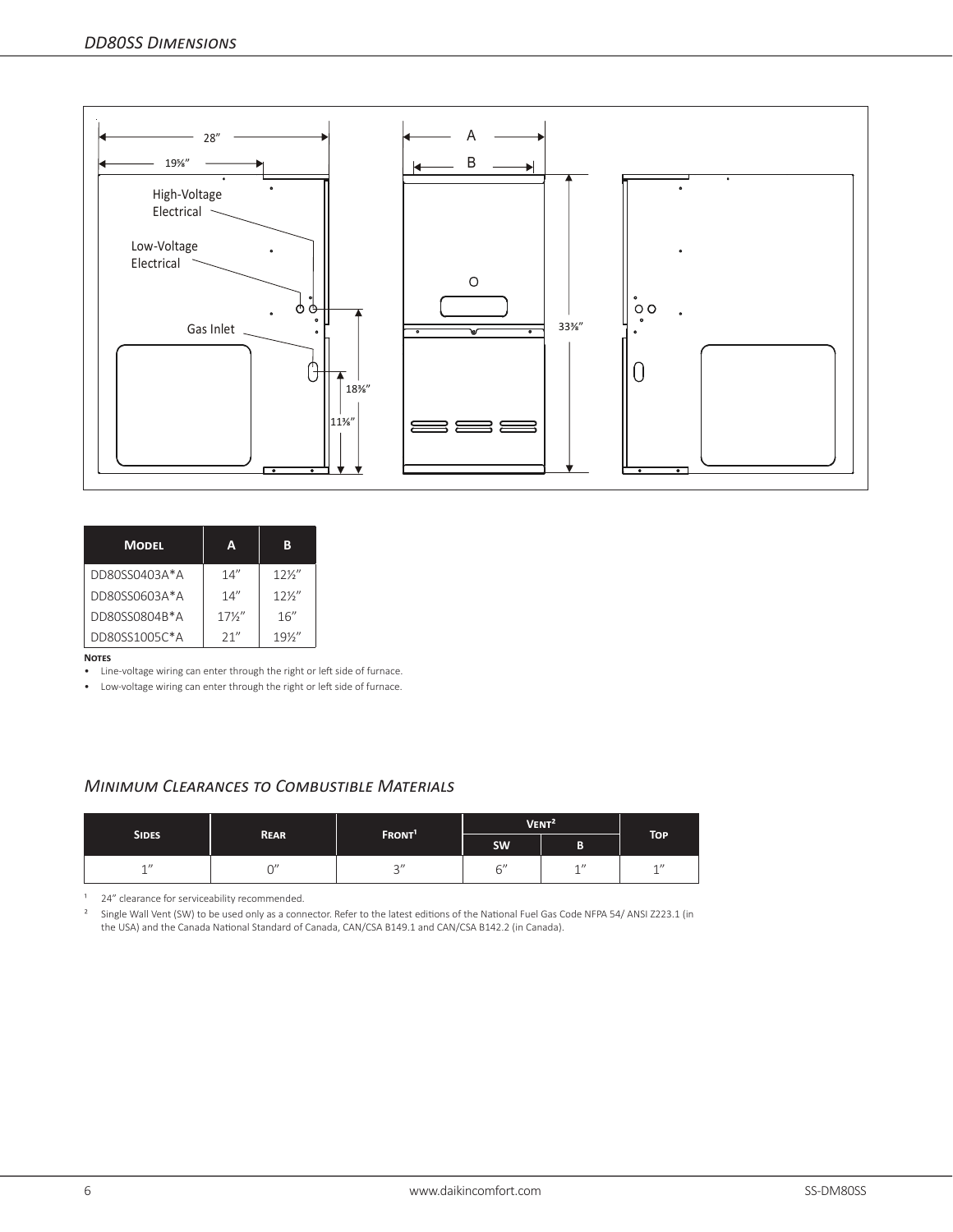## DD80SS Dimensions

28”

19⅝”

High-Voltage Electrical

Low-Voltage Electrical

Gas Inlet

18⅜”

11⅜”

A

B

33⅜”

| Model | A | B |
|---|---|---|
| DD80SS0403A*A | 14” | 12½” |
| DD80SS0603A*A | 14” | 12½” |
| DD80SS0804B*A | 17½” | 16” |
| DD80SS1005C*A | 21” | 19½” |

**Notes**

- Line-voltage wiring can enter through the right or left side of furnace.
- Low-voltage wiring can enter through the right or left side of furnace.

## Minimum Clearances to Combustible Materials

| Sides | Rear | Front[1] | Vent[2] | | Top |
|---|---|---|---|---|---|
| | | | SW | B | |
| 1” | 0” | 3” | 6” | 1” | 1” |

[1] 24” clearance for serviceability recommended.

[2] Single Wall Vent (SW) to be used only as a connector. Refer to the latest editions of the National Fuel Gas Code NFPA 54/ ANSI Z223.1 (in the USA) and the Canada National Standard of Canada, CAN/CSA B149.1 and CAN/CSA B142.2 (in Canada).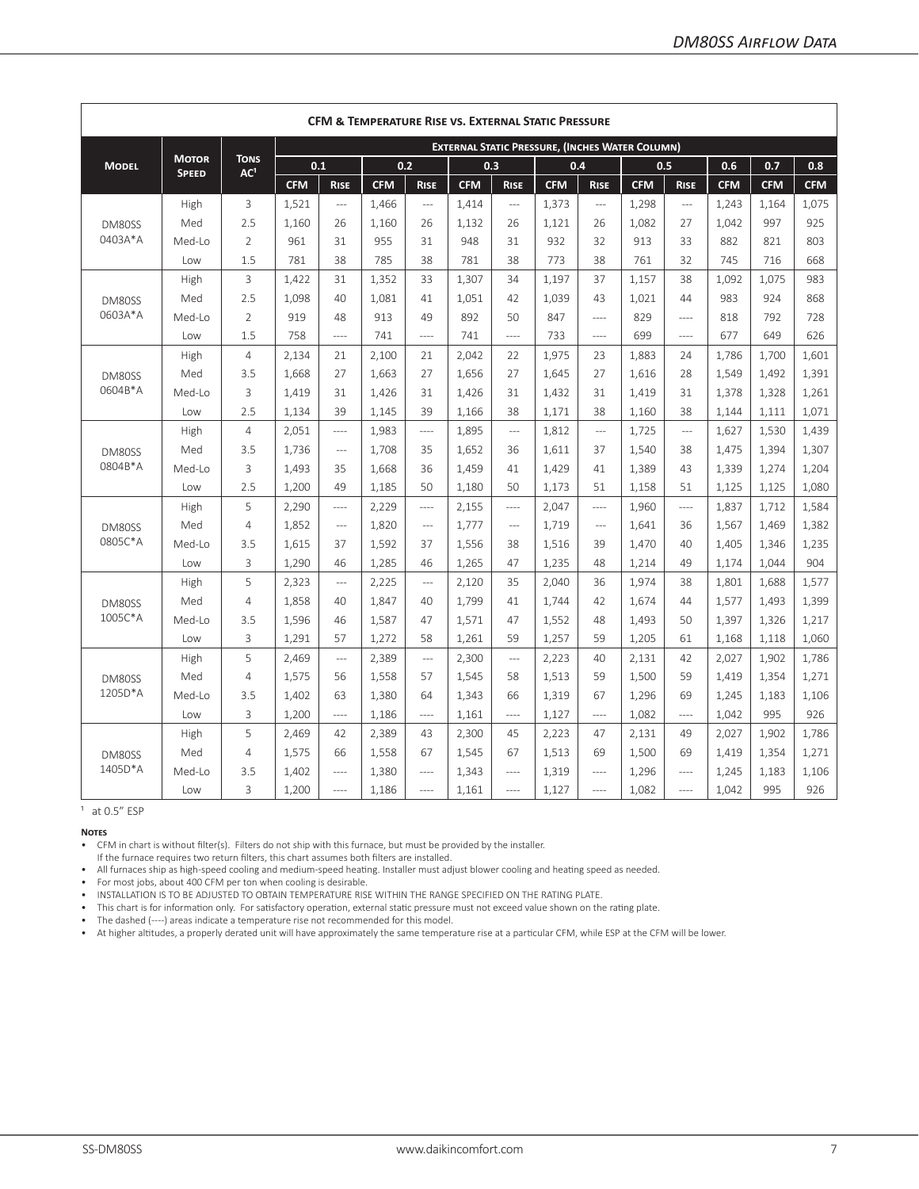## CFM & Temperature Rise vs. External Static Pressure

| Model | Motor Speed | Tons AC[1] | External Static Pressure, (Inches Water Column) | | | | | | | | | | | | |
|---|---|---|---|---|---|---|---|---|---|---|---|---|---|---|---|
| | | | 0.1 | | 0.2 | | 0.3 | | 0.4 | | 0.5 | | 0.6 | 0.7 | 0.8 |
| | | | CFM | Rise | CFM | Rise | CFM | Rise | CFM | Rise | CFM | Rise | CFM | CFM | CFM |
| DM80SS 0403A*A | High | 3 | 1,521 | --- | 1,466 | --- | 1,414 | --- | 1,373 | --- | 1,298 | --- | 1,243 | 1,164 | 1,075 |
| | Med | 2.5 | 1,160 | 26 | 1,160 | 26 | 1,132 | 26 | 1,121 | 26 | 1,082 | 27 | 1,042 | 997 | 925 |
| | Med-Lo | 2 | 961 | 31 | 955 | 31 | 948 | 31 | 932 | 32 | 913 | 33 | 882 | 821 | 803 |
| | Low | 1.5 | 781 | 38 | 785 | 38 | 781 | 38 | 773 | 38 | 761 | 32 | 745 | 716 | 668 |
| DM80SS 0603A*A | High | 3 | 1,422 | 31 | 1,352 | 33 | 1,307 | 34 | 1,197 | 37 | 1,157 | 38 | 1,092 | 1,075 | 983 |
| | Med | 2.5 | 1,098 | 40 | 1,081 | 41 | 1,051 | 42 | 1,039 | 43 | 1,021 | 44 | 983 | 924 | 868 |
| | Med-Lo | 2 | 919 | 48 | 913 | 49 | 892 | 50 | 847 | ---- | 829 | ---- | 818 | 792 | 728 |
| | Low | 1.5 | 758 | ---- | 741 | ---- | 741 | ---- | 733 | ---- | 699 | ---- | 677 | 649 | 626 |
| DM80SS 0604B*A | High | 4 | 2,134 | 21 | 2,100 | 21 | 2,042 | 22 | 1,975 | 23 | 1,883 | 24 | 1,786 | 1,700 | 1,601 |
| | Med | 3.5 | 1,668 | 27 | 1,663 | 27 | 1,656 | 27 | 1,645 | 27 | 1,616 | 28 | 1,549 | 1,492 | 1,391 |
| | Med-Lo | 3 | 1,419 | 31 | 1,426 | 31 | 1,426 | 31 | 1,432 | 31 | 1,419 | 31 | 1,378 | 1,328 | 1,261 |
| | Low | 2.5 | 1,134 | 39 | 1,145 | 39 | 1,166 | 38 | 1,171 | 38 | 1,160 | 38 | 1,144 | 1,111 | 1,071 |
| DM80SS 0804B*A | High | 4 | 2,051 | ---- | 1,983 | ---- | 1,895 | --- | 1,812 | --- | 1,725 | --- | 1,627 | 1,530 | 1,439 |
| | Med | 3.5 | 1,736 | --- | 1,708 | 35 | 1,652 | 36 | 1,611 | 37 | 1,540 | 38 | 1,475 | 1,394 | 1,307 |
| | Med-Lo | 3 | 1,493 | 35 | 1,668 | 36 | 1,459 | 41 | 1,429 | 41 | 1,389 | 43 | 1,339 | 1,274 | 1,204 |
| | Low | 2.5 | 1,200 | 49 | 1,185 | 50 | 1,180 | 50 | 1,173 | 51 | 1,158 | 51 | 1,125 | 1,125 | 1,080 |
| DM80SS 0805C*A | High | 5 | 2,290 | ---- | 2,229 | ---- | 2,155 | ---- | 2,047 | ---- | 1,960 | ---- | 1,837 | 1,712 | 1,584 |
| | Med | 4 | 1,852 | --- | 1,820 | --- | 1,777 | --- | 1,719 | --- | 1,641 | 36 | 1,567 | 1,469 | 1,382 |
| | Med-Lo | 3.5 | 1,615 | 37 | 1,592 | 37 | 1,556 | 38 | 1,516 | 39 | 1,470 | 40 | 1,405 | 1,346 | 1,235 |
| | Low | 3 | 1,290 | 46 | 1,285 | 46 | 1,265 | 47 | 1,235 | 48 | 1,214 | 49 | 1,174 | 1,044 | 904 |
| DM80SS 1005C*A | High | 5 | 2,323 | --- | 2,225 | --- | 2,120 | 35 | 2,040 | 36 | 1,974 | 38 | 1,801 | 1,688 | 1,577 |
| | Med | 4 | 1,858 | 40 | 1,847 | 40 | 1,799 | 41 | 1,744 | 42 | 1,674 | 44 | 1,577 | 1,493 | 1,399 |
| | Med-Lo | 3.5 | 1,596 | 46 | 1,587 | 47 | 1,571 | 47 | 1,552 | 48 | 1,493 | 50 | 1,397 | 1,326 | 1,217 |
| | Low | 3 | 1,291 | 57 | 1,272 | 58 | 1,261 | 59 | 1,257 | 59 | 1,205 | 61 | 1,168 | 1,118 | 1,060 |
| DM80SS 1205D*A | High | 5 | 2,469 | --- | 2,389 | --- | 2,300 | --- | 2,223 | 40 | 2,131 | 42 | 2,027 | 1,902 | 1,786 |
| | Med | 4 | 1,575 | 56 | 1,558 | 57 | 1,545 | 58 | 1,513 | 59 | 1,500 | 59 | 1,419 | 1,354 | 1,271 |
| | Med-Lo | 3.5 | 1,402 | 63 | 1,380 | 64 | 1,343 | 66 | 1,319 | 67 | 1,296 | 69 | 1,245 | 1,183 | 1,106 |
| | Low | 3 | 1,200 | ---- | 1,186 | ---- | 1,161 | ---- | 1,127 | ---- | 1,082 | ---- | 1,042 | 995 | 926 |
| DM80SS 1405D*A | High | 5 | 2,469 | 42 | 2,389 | 43 | 2,300 | 45 | 2,223 | 47 | 2,131 | 49 | 2,027 | 1,902 | 1,786 |
| | Med | 4 | 1,575 | 66 | 1,558 | 67 | 1,545 | 67 | 1,513 | 69 | 1,500 | 69 | 1,419 | 1,354 | 1,271 |
| | Med-Lo | 3.5 | 1,402 | ---- | 1,380 | ---- | 1,343 | ---- | 1,319 | ---- | 1,296 | ---- | 1,245 | 1,183 | 1,106 |
| | Low | 3 | 1,200 | ---- | 1,186 | ---- | 1,161 | ---- | 1,127 | ---- | 1,082 | ---- | 1,042 | 995 | 926 |

[1] at 0.5" ESP

**Notes**

- CFM in chart is without filter(s). Filters do not ship with this furnace, but must be provided by the installer. If the furnace requires two return filters, this chart assumes both filters are installed.
- All furnaces ship as high-speed cooling and medium-speed heating. Installer must adjust blower cooling and heating speed as needed.
- For most jobs, about 400 CFM per ton when cooling is desirable.
- INSTALLATION IS TO BE ADJUSTED TO OBTAIN TEMPERATURE RISE WITHIN THE RANGE SPECIFIED ON THE RATING PLATE.
- This chart is for information only. For satisfactory operation, external static pressure must not exceed value shown on the rating plate.
- The dashed (----) areas indicate a temperature rise not recommended for this model.
- At higher altitudes, a properly derated unit will have approximately the same temperature rise at a particular CFM, while ESP at the CFM will be lower.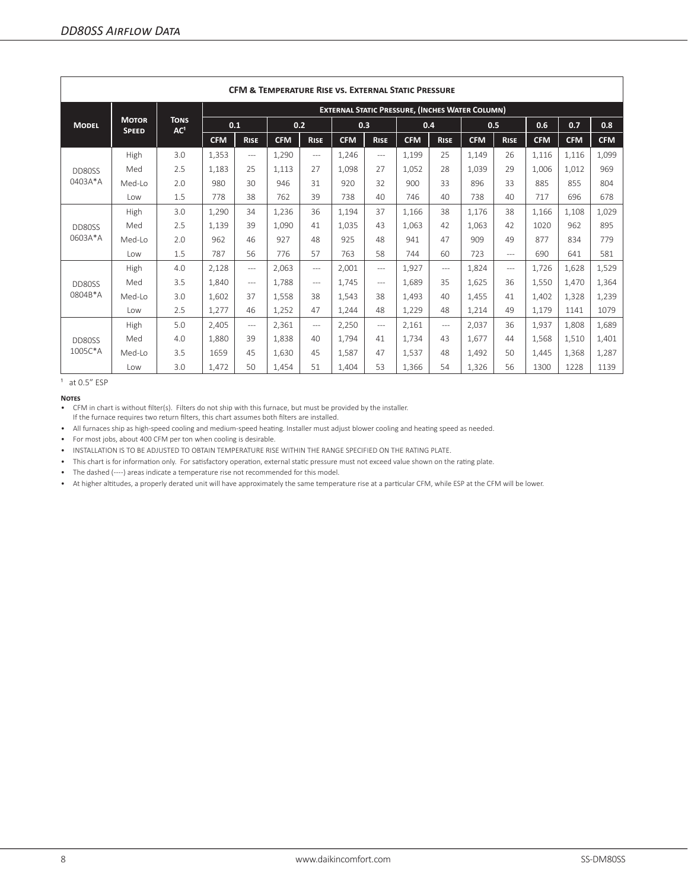## DD80SS Airflow Data

| CFM & Temperature Rise vs. External Static Pressure | | | | | | | | | | | | | | | |
|---|---|---|---|---|---|---|---|---|---|---|---|---|---|---|---|
| Model | Motor Speed | Tons AC[1] | External Static Pressure, (Inches Water Column) | | | | | | | | | | | | |
| | | | 0.1 | | 0.2 | | 0.3 | | 0.4 | | 0.5 | | 0.6 | 0.7 | 0.8 |
| | | | CFM | Rise | CFM | Rise | CFM | Rise | CFM | Rise | CFM | Rise | CFM | CFM | CFM |
| DD80SS 0403A*A | High | 3.0 | 1,353 | --- | 1,290 | --- | 1,246 | --- | 1,199 | 25 | 1,149 | 26 | 1,116 | 1,116 | 1,099 |
| | Med | 2.5 | 1,183 | 25 | 1,113 | 27 | 1,098 | 27 | 1,052 | 28 | 1,039 | 29 | 1,006 | 1,012 | 969 |
| | Med-Lo | 2.0 | 980 | 30 | 946 | 31 | 920 | 32 | 900 | 33 | 896 | 33 | 885 | 855 | 804 |
| | Low | 1.5 | 778 | 38 | 762 | 39 | 738 | 40 | 746 | 40 | 738 | 40 | 717 | 696 | 678 |
| DD80SS 0603A*A | High | 3.0 | 1,290 | 34 | 1,236 | 36 | 1,194 | 37 | 1,166 | 38 | 1,176 | 38 | 1,166 | 1,108 | 1,029 |
| | Med | 2.5 | 1,139 | 39 | 1,090 | 41 | 1,035 | 43 | 1,063 | 42 | 1,063 | 42 | 1020 | 962 | 895 |
| | Med-Lo | 2.0 | 962 | 46 | 927 | 48 | 925 | 48 | 941 | 47 | 909 | 49 | 877 | 834 | 779 |
| | Low | 1.5 | 787 | 56 | 776 | 57 | 763 | 58 | 744 | 60 | 723 | --- | 690 | 641 | 581 |
| DD80SS 0804B*A | High | 4.0 | 2,128 | --- | 2,063 | --- | 2,001 | --- | 1,927 | --- | 1,824 | --- | 1,726 | 1,628 | 1,529 |
| | Med | 3.5 | 1,840 | --- | 1,788 | --- | 1,745 | --- | 1,689 | 35 | 1,625 | 36 | 1,550 | 1,470 | 1,364 |
| | Med-Lo | 3.0 | 1,602 | 37 | 1,558 | 38 | 1,543 | 38 | 1,493 | 40 | 1,455 | 41 | 1,402 | 1,328 | 1,239 |
| | Low | 2.5 | 1,277 | 46 | 1,252 | 47 | 1,244 | 48 | 1,229 | 48 | 1,214 | 49 | 1,179 | 1141 | 1079 |
| DD80SS 1005C*A | High | 5.0 | 2,405 | --- | 2,361 | --- | 2,250 | --- | 2,161 | --- | 2,037 | 36 | 1,937 | 1,808 | 1,689 |
| | Med | 4.0 | 1,880 | 39 | 1,838 | 40 | 1,794 | 41 | 1,734 | 43 | 1,677 | 44 | 1,568 | 1,510 | 1,401 |
| | Med-Lo | 3.5 | 1659 | 45 | 1,630 | 45 | 1,587 | 47 | 1,537 | 48 | 1,492 | 50 | 1,445 | 1,368 | 1,287 |
| | Low | 3.0 | 1,472 | 50 | 1,454 | 51 | 1,404 | 53 | 1,366 | 54 | 1,326 | 56 | 1300 | 1228 | 1139 |

[1] at 0.5" ESP

**Notes**

- CFM in chart is without filter(s). Filters do not ship with this furnace, but must be provided by the installer. If the furnace requires two return filters, this chart assumes both filters are installed.
- All furnaces ship as high-speed cooling and medium-speed heating. Installer must adjust blower cooling and heating speed as needed.
- For most jobs, about 400 CFM per ton when cooling is desirable.
- INSTALLATION IS TO BE ADJUSTED TO OBTAIN TEMPERATURE RISE WITHIN THE RANGE SPECIFIED ON THE RATING PLATE.
- This chart is for information only. For satisfactory operation, external static pressure must not exceed value shown on the rating plate.
- The dashed (----) areas indicate a temperature rise not recommended for this model.
- At higher altitudes, a properly derated unit will have approximately the same temperature rise at a particular CFM, while ESP at the CFM will be lower.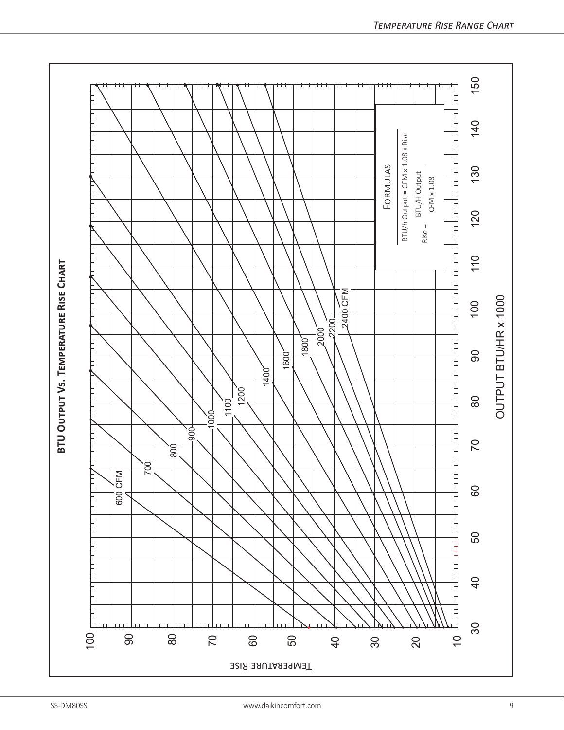## BTU Output Vs. Temperature Rise Chart

Temperature Rise

OUTPUT BTU/HR x 1000

600 CFM, 700, 800, 900, 1000, 1100, 1200, 1400, 1600, 1800, 2000, 2200, 2400 CFM

**Formulas**

BTU/h Output = CFM x 1.08 x Rise

$$\text{Rise} = \frac{\text{BTU/H Output}}{\text{CFM x 1.08}}$$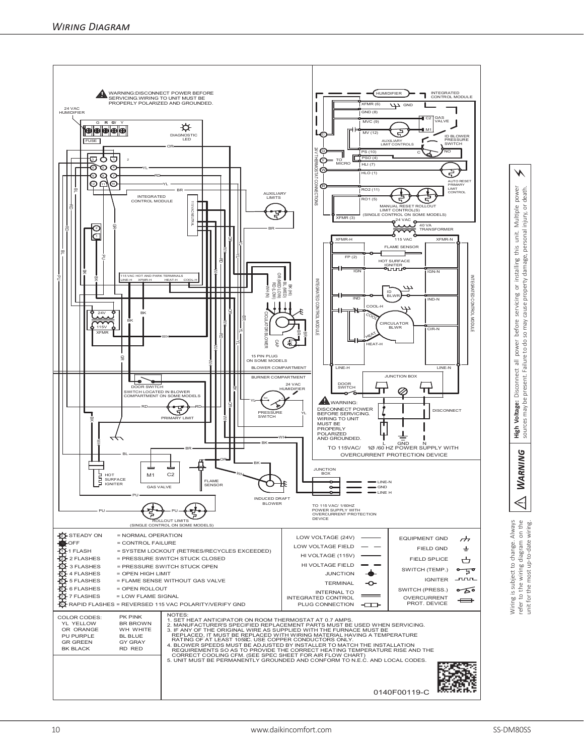## Wiring Diagram

WARNING: DISCONNECT POWER BEFORE SERVICING. WIRING TO UNIT MUST BE PROPERLY POLARIZED AND GROUNDED.

| | |
|---|---|
| STEADY ON | = NORMAL OPERATION |
| OFF | = CONTROL FAILURE |
| 1 FLASH | = SYSTEM LOCKOUT (RETRIES/RECYCLES EXCEEDED) |
| 2 FLASHES | = PRESSURE SWITCH STUCK CLOSED |
| 3 FLASHES | = PRESSURE SWITCH STUCK OPEN |
| 4 FLASHES | = OPEN HIGH LIMIT |
| 5 FLASHES | = FLAME SENSE WITHOUT GAS VALVE |
| 6 FLASHES | = OPEN ROLLOUT |
| 7 FLASHES | = LOW FLAME SIGNAL |
| RAPID FLASHES | = REVERSED 115 VAC POLARITY/VERIFY GND |

Legend: LOW VOLTAGE (24V), LOW VOLTAGE FIELD, HI VOLTAGE (115V), HI VOLTAGE FIELD, JUNCTION, TERMINAL, INTERNAL TO INTEGRATED CONTROL, PLUG CONNECTION, EQUIPMENT GND, FIELD GND, FIELD SPLICE, SWITCH (TEMP.), IGNITER, SWITCH (PRESS.), OVERCURRENT PROT. DEVICE

| COLOR CODES: | |
|---|---|
| YL YELLOW | PK PINK |
| OR ORANGE | BR BROWN |
| PU PURPLE | WH WHITE |
| GR GREEN | BL BLUE |
| BK BLACK | GY GRAY |
| | RD RED |

NOTES:

1. SET HEAT ANTICIPATOR ON ROOM THERMOSTAT AT 0.7 AMPS.
2. MANUFACTURER'S SPECIFIED REPLACEMENT PARTS MUST BE USED WHEN SERVICING.
3. IF ANY OF THE ORIGINAL WIRE AS SUPPLIED WITH THE FURNACE MUST BE REPLACED, IT MUST BE REPLACED WITH WIRING MATERIAL HAVING A TEMPERATURE RATING OF AT LEAST 105°C. USE COPPER CONDUCTORS ONLY.
4. BLOWER SPEEDS MUST BE ADJUSTED BY INSTALLER TO MATCH THE INSTALLATION REQUIREMENTS SO AS TO PROVIDE THE CORRECT HEATING TEMPERATURE RISE AND THE CORRECT COOLING CFM. (SEE SPEC SHEET FOR AIR FLOW CHART)
5. UNIT MUST BE PERMANENTLY GROUNDED AND CONFORM TO N.E.C. AND LOCAL CODES.

0140F00119-C

**WARNING**

**High Voltage:** Disconnect all power before servicing or installing this unit. Multiple power sources may be present. Failure to do so may cause property damage, personal injury, or death.

Wiring is subject to change. Always refer to the wiring diagram on the unit for the most up-to-date wiring.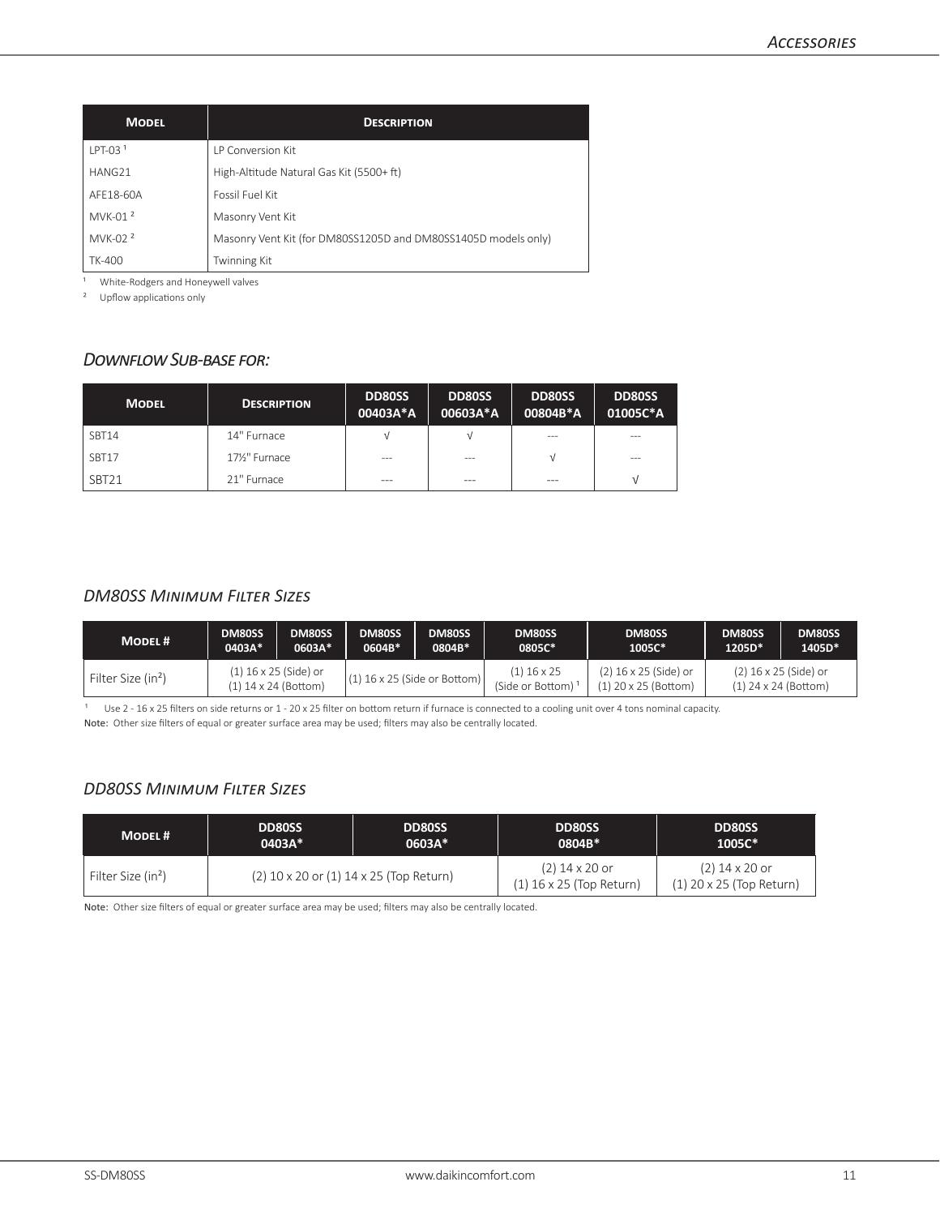| Model | Description |
|---|---|
| LPT-03 [1] | LP Conversion Kit |
| HANG21 | High-Altitude Natural Gas Kit (5500+ ft) |
| AFE18-60A | Fossil Fuel Kit |
| MVK-01 [2] | Masonry Vent Kit |
| MVK-02 [2] | Masonry Vent Kit (for DM80SS1205D and DM80SS1405D models only) |
| TK-400 | Twinning Kit |

[1] White-Rodgers and Honeywell valves

[2] Upflow applications only

## *Downflow Sub-base for:*

| Model | Description | DD80SS 00403A*A | DD80SS 00603A*A | DD80SS 00804B*A | DD80SS 01005C*A |
|---|---|---|---|---|---|
| SBT14 | 14" Furnace | √ | √ | --- | --- |
| SBT17 | 17½" Furnace | --- | --- | √ | --- |
| SBT21 | 21" Furnace | --- | --- | --- | √ |

## *DM80SS Minimum Filter Sizes*

| Model # | DM80SS 0403A* | DM80SS 0603A* | DM80SS 0604B* | DM80SS 0804B* | DM80SS 0805C* | DM80SS 1005C* | DM80SS 1205D* | DM80SS 1405D* |
|---|---|---|---|---|---|---|---|---|
| Filter Size (in²) | (1) 16 x 25 (Side) or (1) 14 x 24 (Bottom) | | (1) 16 x 25 (Side or Bottom) | | (1) 16 x 25 (Side or Bottom) [1] | (2) 16 x 25 (Side) or (1) 20 x 25 (Bottom) | (2) 16 x 25 (Side) or (1) 24 x 24 (Bottom) | |

[1] Use 2 - 16 x 25 filters on side returns or 1 - 20 x 25 filter on bottom return if furnace is connected to a cooling unit over 4 tons nominal capacity.

Note: Other size filters of equal or greater surface area may be used; filters may also be centrally located.

## *DD80SS Minimum Filter Sizes*

| Model # | DD80SS 0403A* | DD80SS 0603A* | DD80SS 0804B* | DD80SS 1005C* |
|---|---|---|---|---|
| Filter Size (in²) | (2) 10 x 20 or (1) 14 x 25 (Top Return) | | (2) 14 x 20 or (1) 16 x 25 (Top Return) | (2) 14 x 20 or (1) 20 x 25 (Top Return) |

Note: Other size filters of equal or greater surface area may be used; filters may also be centrally located.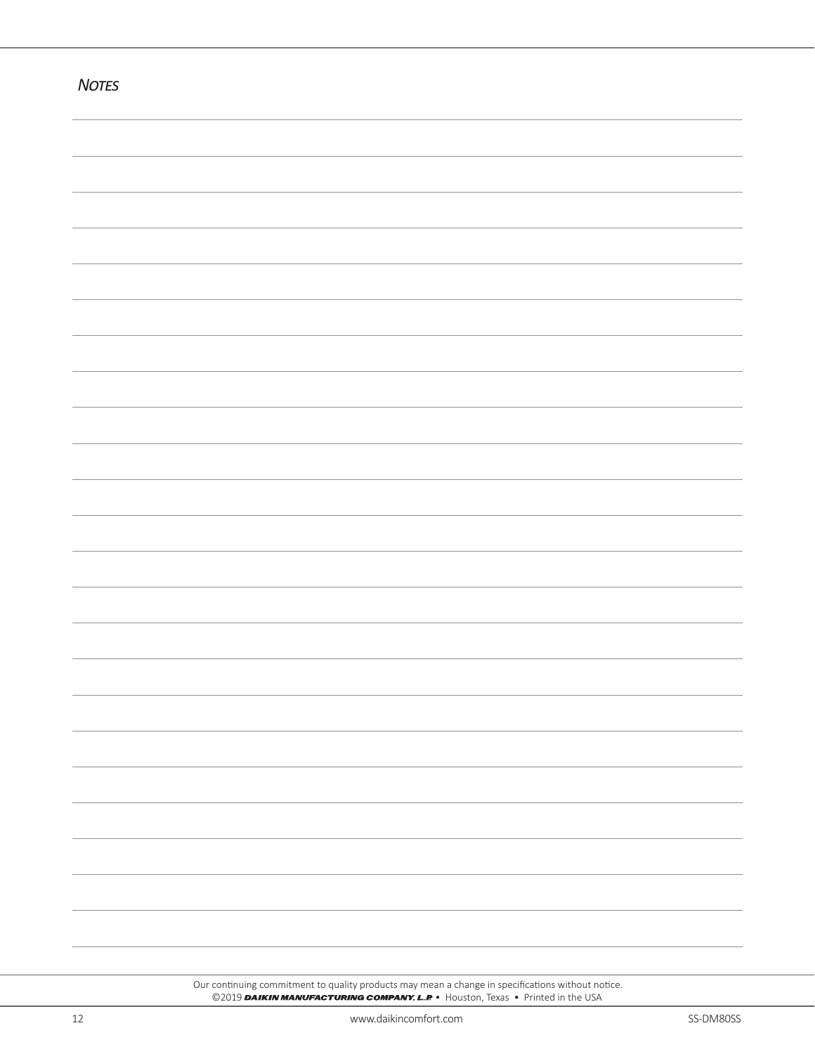## *Notes*

Our continuing commitment to quality products may mean a change in specifications without notice.
©2019 **DAIKIN MANUFACTURING COMPANY, L.P.** • Houston, Texas • Printed in the USA

www.daikincomfort.com